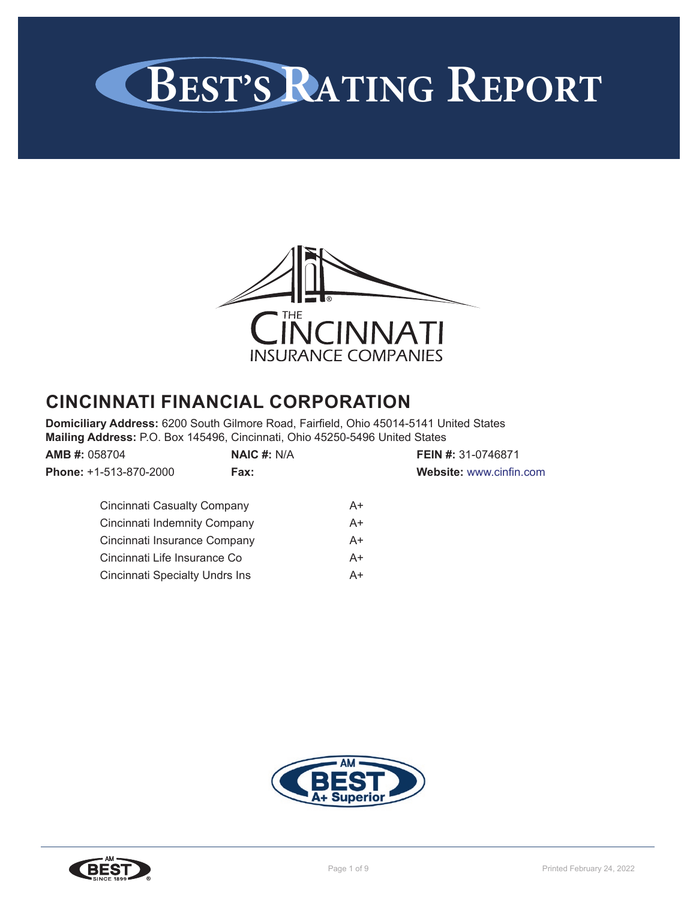# BEST'S RATING REPORT

THE CINCINNATI INSURANCE COMPANIES

## CINCINNATI FINANCIAL CORPORATION

**Domiciliary Address:** 6200 South Gilmore Road, Fairfield, Ohio 45014-5141 United States
**Mailing Address:** P.O. Box 145496, Cincinnati, Ohio 45250-5496 United States

| | | |
|---|---|---|
| **AMB #:** 058704 | **NAIC #:** N/A | **FEIN #:** 31-0746871 |
| **Phone:** +1-513-870-2000 | **Fax:** | **Website:** www.cinfin.com |

| | |
|---|---|
| Cincinnati Casualty Company | A+ |
| Cincinnati Indemnity Company | A+ |
| Cincinnati Insurance Company | A+ |
| Cincinnati Life Insurance Co | A+ |
| Cincinnati Specialty Undrs Ins | A+ |

AM BEST A+ Superior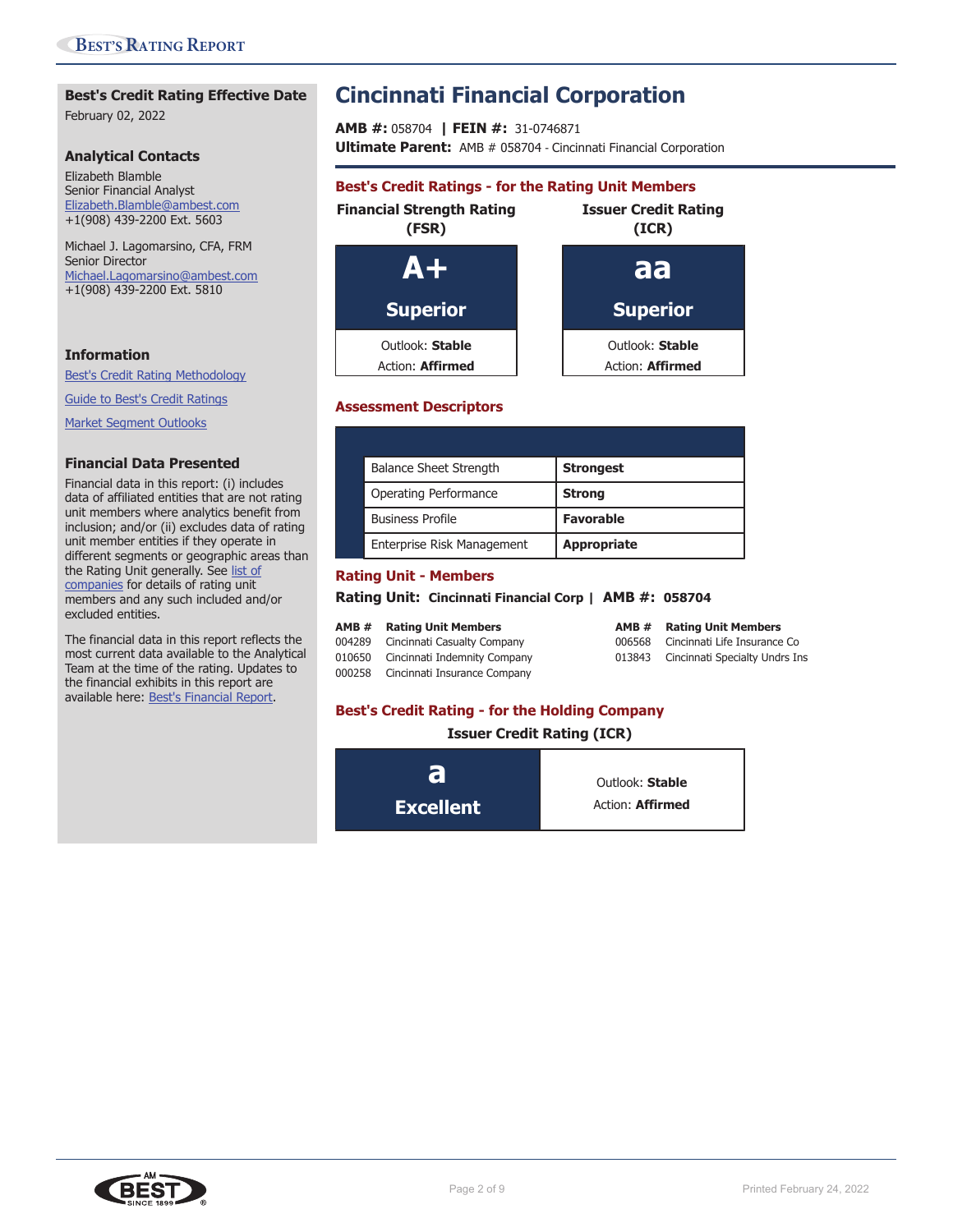# Cincinnati Financial Corporation

**AMB #:** 058704 | **FEIN #:** 31-0746871
**Ultimate Parent:** AMB # 058704 - Cincinnati Financial Corporation

## Best's Credit Ratings - for the Rating Unit Members

| Financial Strength Rating (FSR) | Issuer Credit Rating (ICR) |
|---|---|
| **A+** Superior | **aa** Superior |
| Outlook: **Stable** | Outlook: **Stable** |
| Action: **Affirmed** | Action: **Affirmed** |

## Assessment Descriptors

| Descriptor | Assessment |
|---|---|
| Balance Sheet Strength | **Strongest** |
| Operating Performance | **Strong** |
| Business Profile | **Favorable** |
| Enterprise Risk Management | **Appropriate** |

## Rating Unit - Members

**Rating Unit: Cincinnati Financial Corp | AMB #: 058704**

| AMB # | Rating Unit Members |
|---|---|
| 004289 | Cincinnati Casualty Company |
| 010650 | Cincinnati Indemnity Company |
| 000258 | Cincinnati Insurance Company |
| 006568 | Cincinnati Life Insurance Co |
| 013843 | Cincinnati Specialty Undrs Ins |

## Best's Credit Rating - for the Holding Company

**Issuer Credit Rating (ICR)**

| | |
|---|---|
| **a** Excellent | Outlook: **Stable** Action: **Affirmed** |

### Best's Credit Rating Effective Date

February 02, 2022

### Analytical Contacts

Elizabeth Blamble
Senior Financial Analyst
Elizabeth.Blamble@ambest.com
+1(908) 439-2200 Ext. 5603

Michael J. Lagomarsino, CFA, FRM
Senior Director
Michael.Lagomarsino@ambest.com
+1(908) 439-2200 Ext. 5810

### Information

Best's Credit Rating Methodology

Guide to Best's Credit Ratings

Market Segment Outlooks

### Financial Data Presented

Financial data in this report: (i) includes data of affiliated entities that are not rating unit members where analytics benefit from inclusion; and/or (ii) excludes data of rating unit member entities if they operate in different segments or geographic areas than the Rating Unit generally. See list of companies for details of rating unit members and any such included and/or excluded entities.

The financial data in this report reflects the most current data available to the Analytical Team at the time of the rating. Updates to the financial exhibits in this report are available here: Best's Financial Report.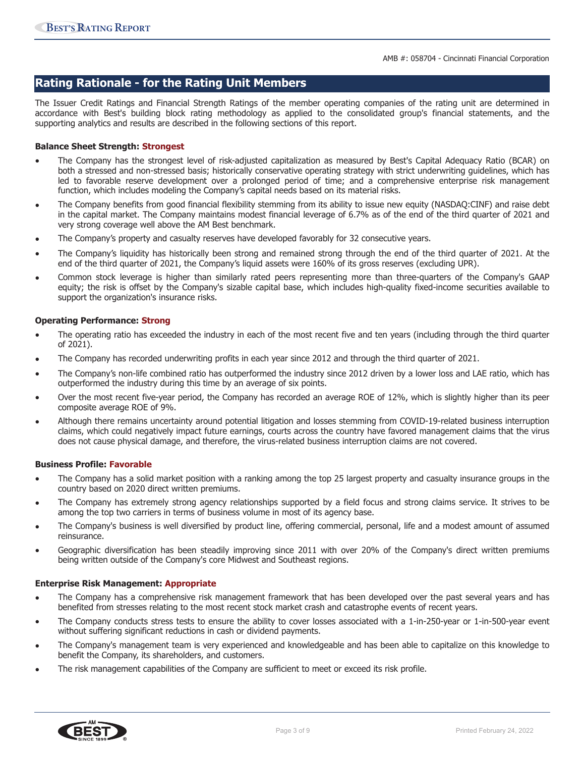## Rating Rationale - for the Rating Unit Members

The Issuer Credit Ratings and Financial Strength Ratings of the member operating companies of the rating unit are determined in accordance with Best's building block rating methodology as applied to the consolidated group's financial statements, and the supporting analytics and results are described in the following sections of this report.

**Balance Sheet Strength: Strongest**

- The Company has the strongest level of risk-adjusted capitalization as measured by Best's Capital Adequacy Ratio (BCAR) on both a stressed and non-stressed basis; historically conservative operating strategy with strict underwriting guidelines, which has led to favorable reserve development over a prolonged period of time; and a comprehensive enterprise risk management function, which includes modeling the Company's capital needs based on its material risks.
- The Company benefits from good financial flexibility stemming from its ability to issue new equity (NASDAQ:CINF) and raise debt in the capital market. The Company maintains modest financial leverage of 6.7% as of the end of the third quarter of 2021 and very strong coverage well above the AM Best benchmark.
- The Company's property and casualty reserves have developed favorably for 32 consecutive years.
- The Company's liquidity has historically been strong and remained strong through the end of the third quarter of 2021. At the end of the third quarter of 2021, the Company's liquid assets were 160% of its gross reserves (excluding UPR).
- Common stock leverage is higher than similarly rated peers representing more than three-quarters of the Company's GAAP equity; the risk is offset by the Company's sizable capital base, which includes high-quality fixed-income securities available to support the organization's insurance risks.

**Operating Performance: Strong**

- The operating ratio has exceeded the industry in each of the most recent five and ten years (including through the third quarter of 2021).
- The Company has recorded underwriting profits in each year since 2012 and through the third quarter of 2021.
- The Company's non-life combined ratio has outperformed the industry since 2012 driven by a lower loss and LAE ratio, which has outperformed the industry during this time by an average of six points.
- Over the most recent five-year period, the Company has recorded an average ROE of 12%, which is slightly higher than its peer composite average ROE of 9%.
- Although there remains uncertainty around potential litigation and losses stemming from COVID-19-related business interruption claims, which could negatively impact future earnings, courts across the country have favored management claims that the virus does not cause physical damage, and therefore, the virus-related business interruption claims are not covered.

**Business Profile: Favorable**

- The Company has a solid market position with a ranking among the top 25 largest property and casualty insurance groups in the country based on 2020 direct written premiums.
- The Company has extremely strong agency relationships supported by a field focus and strong claims service. It strives to be among the top two carriers in terms of business volume in most of its agency base.
- The Company's business is well diversified by product line, offering commercial, personal, life and a modest amount of assumed reinsurance.
- Geographic diversification has been steadily improving since 2011 with over 20% of the Company's direct written premiums being written outside of the Company's core Midwest and Southeast regions.

**Enterprise Risk Management: Appropriate**

- The Company has a comprehensive risk management framework that has been developed over the past several years and has benefited from stresses relating to the most recent stock market crash and catastrophe events of recent years.
- The Company conducts stress tests to ensure the ability to cover losses associated with a 1-in-250-year or 1-in-500-year event without suffering significant reductions in cash or dividend payments.
- The Company's management team is very experienced and knowledgeable and has been able to capitalize on this knowledge to benefit the Company, its shareholders, and customers.
- The risk management capabilities of the Company are sufficient to meet or exceed its risk profile.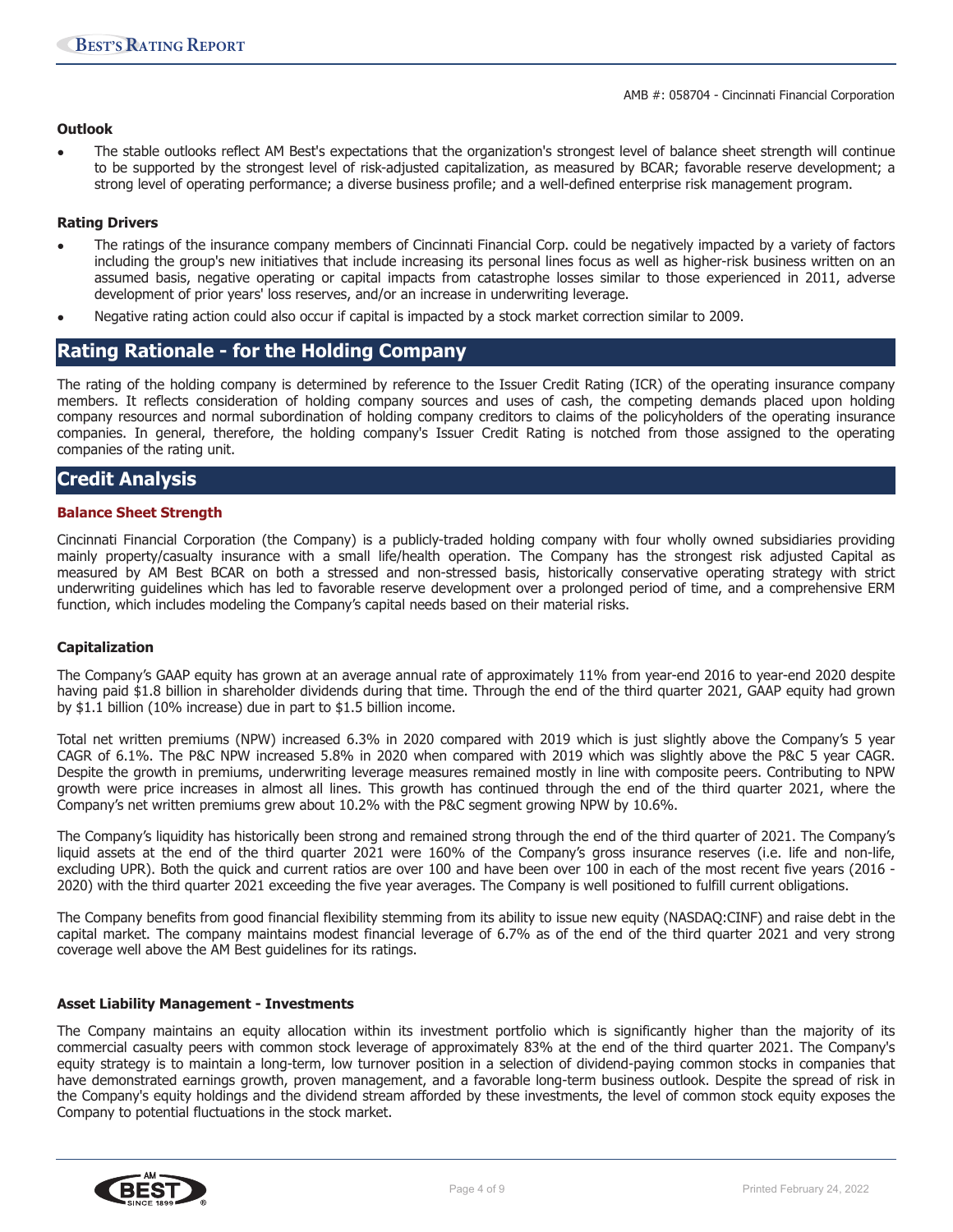### Outlook

- The stable outlooks reflect AM Best's expectations that the organization's strongest level of balance sheet strength will continue to be supported by the strongest level of risk-adjusted capitalization, as measured by BCAR; favorable reserve development; a strong level of operating performance; a diverse business profile; and a well-defined enterprise risk management program.

### Rating Drivers

- The ratings of the insurance company members of Cincinnati Financial Corp. could be negatively impacted by a variety of factors including the group's new initiatives that include increasing its personal lines focus as well as higher-risk business written on an assumed basis, negative operating or capital impacts from catastrophe losses similar to those experienced in 2011, adverse development of prior years' loss reserves, and/or an increase in underwriting leverage.
- Negative rating action could also occur if capital is impacted by a stock market correction similar to 2009.

## Rating Rationale - for the Holding Company

The rating of the holding company is determined by reference to the Issuer Credit Rating (ICR) of the operating insurance company members. It reflects consideration of holding company sources and uses of cash, the competing demands placed upon holding company resources and normal subordination of holding company creditors to claims of the policyholders of the operating insurance companies. In general, therefore, the holding company's Issuer Credit Rating is notched from those assigned to the operating companies of the rating unit.

## Credit Analysis

### Balance Sheet Strength

Cincinnati Financial Corporation (the Company) is a publicly-traded holding company with four wholly owned subsidiaries providing mainly property/casualty insurance with a small life/health operation. The Company has the strongest risk adjusted Capital as measured by AM Best BCAR on both a stressed and non-stressed basis, historically conservative operating strategy with strict underwriting guidelines which has led to favorable reserve development over a prolonged period of time, and a comprehensive ERM function, which includes modeling the Company's capital needs based on their material risks.

#### Capitalization

The Company's GAAP equity has grown at an average annual rate of approximately 11% from year-end 2016 to year-end 2020 despite having paid $1.8 billion in shareholder dividends during that time. Through the end of the third quarter 2021, GAAP equity had grown by $1.1 billion (10% increase) due in part to $1.5 billion income.

Total net written premiums (NPW) increased 6.3% in 2020 compared with 2019 which is just slightly above the Company's 5 year CAGR of 6.1%. The P&C NPW increased 5.8% in 2020 when compared with 2019 which was slightly above the P&C 5 year CAGR. Despite the growth in premiums, underwriting leverage measures remained mostly in line with composite peers. Contributing to NPW growth were price increases in almost all lines. This growth has continued through the end of the third quarter 2021, where the Company's net written premiums grew about 10.2% with the P&C segment growing NPW by 10.6%.

The Company's liquidity has historically been strong and remained strong through the end of the third quarter of 2021. The Company's liquid assets at the end of the third quarter 2021 were 160% of the Company's gross insurance reserves (i.e. life and non-life, excluding UPR). Both the quick and current ratios are over 100 and have been over 100 in each of the most recent five years (2016 - 2020) with the third quarter 2021 exceeding the five year averages. The Company is well positioned to fulfill current obligations.

The Company benefits from good financial flexibility stemming from its ability to issue new equity (NASDAQ:CINF) and raise debt in the capital market. The company maintains modest financial leverage of 6.7% as of the end of the third quarter 2021 and very strong coverage well above the AM Best guidelines for its ratings.

#### Asset Liability Management - Investments

The Company maintains an equity allocation within its investment portfolio which is significantly higher than the majority of its commercial casualty peers with common stock leverage of approximately 83% at the end of the third quarter 2021. The Company's equity strategy is to maintain a long-term, low turnover position in a selection of dividend-paying common stocks in companies that have demonstrated earnings growth, proven management, and a favorable long-term business outlook. Despite the spread of risk in the Company's equity holdings and the dividend stream afforded by these investments, the level of common stock equity exposes the Company to potential fluctuations in the stock market.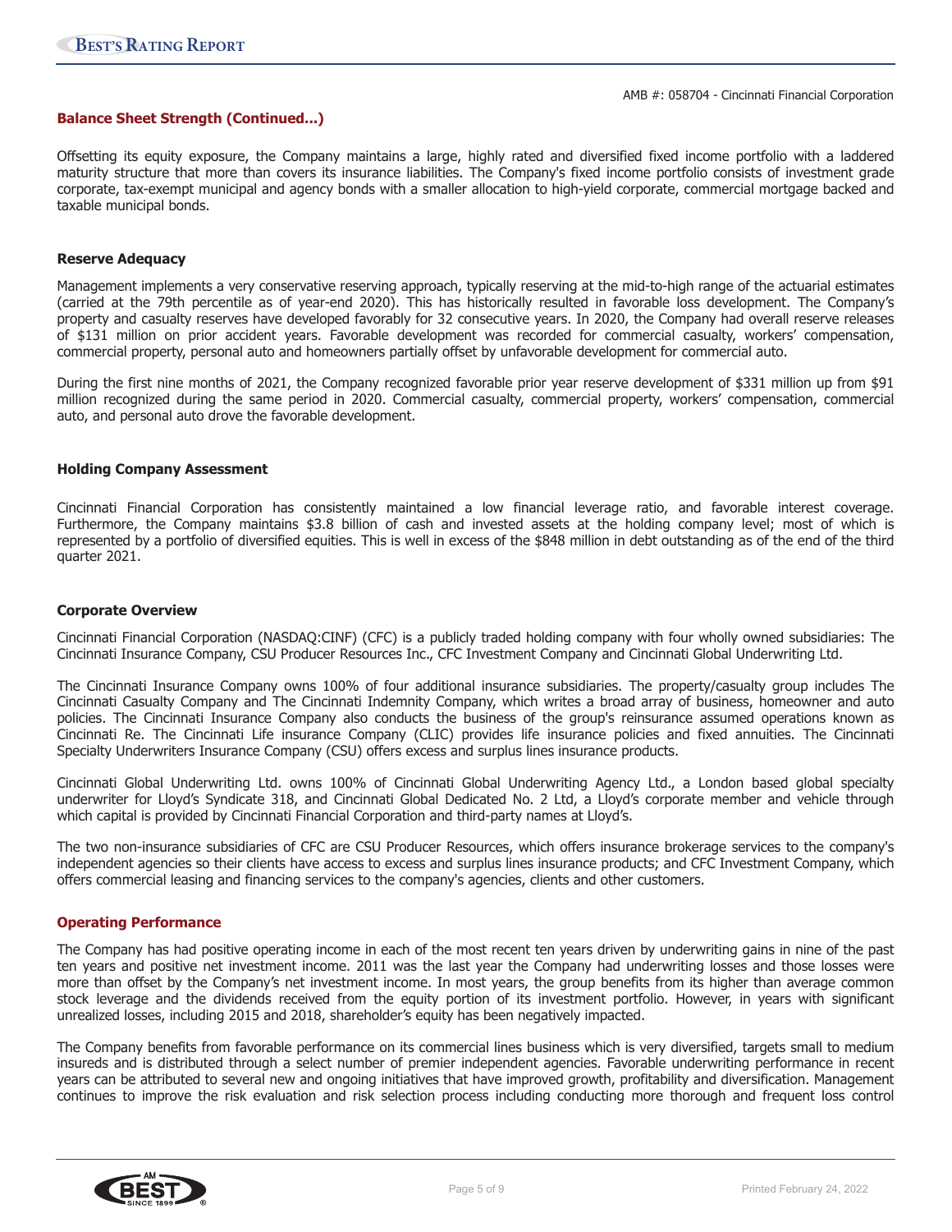## Balance Sheet Strength (Continued...)

Offsetting its equity exposure, the Company maintains a large, highly rated and diversified fixed income portfolio with a laddered maturity structure that more than covers its insurance liabilities. The Company's fixed income portfolio consists of investment grade corporate, tax-exempt municipal and agency bonds with a smaller allocation to high-yield corporate, commercial mortgage backed and taxable municipal bonds.

### Reserve Adequacy

Management implements a very conservative reserving approach, typically reserving at the mid-to-high range of the actuarial estimates (carried at the 79th percentile as of year-end 2020). This has historically resulted in favorable loss development. The Company's property and casualty reserves have developed favorably for 32 consecutive years. In 2020, the Company had overall reserve releases of $131 million on prior accident years. Favorable development was recorded for commercial casualty, workers' compensation, commercial property, personal auto and homeowners partially offset by unfavorable development for commercial auto.

During the first nine months of 2021, the Company recognized favorable prior year reserve development of $331 million up from $91 million recognized during the same period in 2020. Commercial casualty, commercial property, workers' compensation, commercial auto, and personal auto drove the favorable development.

### Holding Company Assessment

Cincinnati Financial Corporation has consistently maintained a low financial leverage ratio, and favorable interest coverage. Furthermore, the Company maintains $3.8 billion of cash and invested assets at the holding company level; most of which is represented by a portfolio of diversified equities. This is well in excess of the $848 million in debt outstanding as of the end of the third quarter 2021.

### Corporate Overview

Cincinnati Financial Corporation (NASDAQ:CINF) (CFC) is a publicly traded holding company with four wholly owned subsidiaries: The Cincinnati Insurance Company, CSU Producer Resources Inc., CFC Investment Company and Cincinnati Global Underwriting Ltd.

The Cincinnati Insurance Company owns 100% of four additional insurance subsidiaries. The property/casualty group includes The Cincinnati Casualty Company and The Cincinnati Indemnity Company, which writes a broad array of business, homeowner and auto policies. The Cincinnati Insurance Company also conducts the business of the group's reinsurance assumed operations known as Cincinnati Re. The Cincinnati Life insurance Company (CLIC) provides life insurance policies and fixed annuities. The Cincinnati Specialty Underwriters Insurance Company (CSU) offers excess and surplus lines insurance products.

Cincinnati Global Underwriting Ltd. owns 100% of Cincinnati Global Underwriting Agency Ltd., a London based global specialty underwriter for Lloyd's Syndicate 318, and Cincinnati Global Dedicated No. 2 Ltd, a Lloyd's corporate member and vehicle through which capital is provided by Cincinnati Financial Corporation and third-party names at Lloyd's.

The two non-insurance subsidiaries of CFC are CSU Producer Resources, which offers insurance brokerage services to the company's independent agencies so their clients have access to excess and surplus lines insurance products; and CFC Investment Company, which offers commercial leasing and financing services to the company's agencies, clients and other customers.

## Operating Performance

The Company has had positive operating income in each of the most recent ten years driven by underwriting gains in nine of the past ten years and positive net investment income. 2011 was the last year the Company had underwriting losses and those losses were more than offset by the Company's net investment income. In most years, the group benefits from its higher than average common stock leverage and the dividends received from the equity portion of its investment portfolio. However, in years with significant unrealized losses, including 2015 and 2018, shareholder's equity has been negatively impacted.

The Company benefits from favorable performance on its commercial lines business which is very diversified, targets small to medium insureds and is distributed through a select number of premier independent agencies. Favorable underwriting performance in recent years can be attributed to several new and ongoing initiatives that have improved growth, profitability and diversification. Management continues to improve the risk evaluation and risk selection process including conducting more thorough and frequent loss control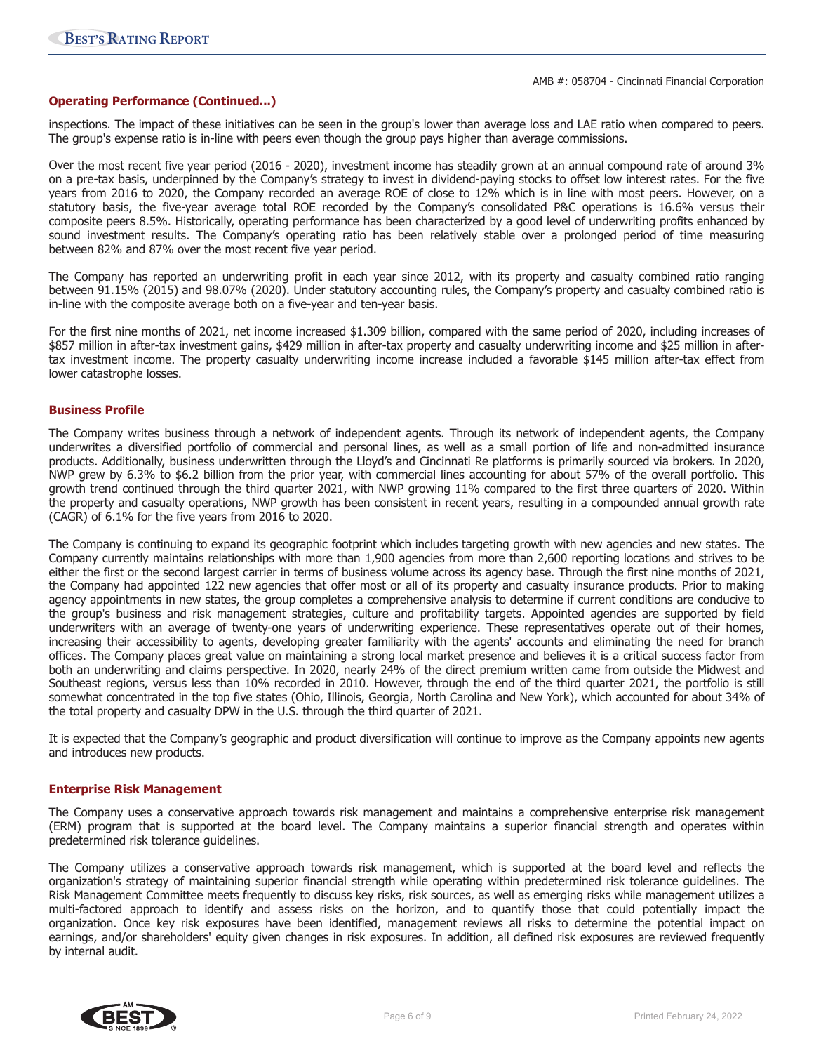## Operating Performance (Continued...)

inspections. The impact of these initiatives can be seen in the group's lower than average loss and LAE ratio when compared to peers. The group's expense ratio is in-line with peers even though the group pays higher than average commissions.

Over the most recent five year period (2016 - 2020), investment income has steadily grown at an annual compound rate of around 3% on a pre-tax basis, underpinned by the Company's strategy to invest in dividend-paying stocks to offset low interest rates. For the five years from 2016 to 2020, the Company recorded an average ROE of close to 12% which is in line with most peers. However, on a statutory basis, the five-year average total ROE recorded by the Company's consolidated P&C operations is 16.6% versus their composite peers 8.5%. Historically, operating performance has been characterized by a good level of underwriting profits enhanced by sound investment results. The Company's operating ratio has been relatively stable over a prolonged period of time measuring between 82% and 87% over the most recent five year period.

The Company has reported an underwriting profit in each year since 2012, with its property and casualty combined ratio ranging between 91.15% (2015) and 98.07% (2020). Under statutory accounting rules, the Company's property and casualty combined ratio is in-line with the composite average both on a five-year and ten-year basis.

For the first nine months of 2021, net income increased $1.309 billion, compared with the same period of 2020, including increases of $857 million in after-tax investment gains, $429 million in after-tax property and casualty underwriting income and $25 million in after-tax investment income. The property casualty underwriting income increase included a favorable $145 million after-tax effect from lower catastrophe losses.

## Business Profile

The Company writes business through a network of independent agents. Through its network of independent agents, the Company underwrites a diversified portfolio of commercial and personal lines, as well as a small portion of life and non-admitted insurance products. Additionally, business underwritten through the Lloyd's and Cincinnati Re platforms is primarily sourced via brokers. In 2020, NWP grew by 6.3% to $6.2 billion from the prior year, with commercial lines accounting for about 57% of the overall portfolio. This growth trend continued through the third quarter 2021, with NWP growing 11% compared to the first three quarters of 2020. Within the property and casualty operations, NWP growth has been consistent in recent years, resulting in a compounded annual growth rate (CAGR) of 6.1% for the five years from 2016 to 2020.

The Company is continuing to expand its geographic footprint which includes targeting growth with new agencies and new states. The Company currently maintains relationships with more than 1,900 agencies from more than 2,600 reporting locations and strives to be either the first or the second largest carrier in terms of business volume across its agency base. Through the first nine months of 2021, the Company had appointed 122 new agencies that offer most or all of its property and casualty insurance products. Prior to making agency appointments in new states, the group completes a comprehensive analysis to determine if current conditions are conducive to the group's business and risk management strategies, culture and profitability targets. Appointed agencies are supported by field underwriters with an average of twenty-one years of underwriting experience. These representatives operate out of their homes, increasing their accessibility to agents, developing greater familiarity with the agents' accounts and eliminating the need for branch offices. The Company places great value on maintaining a strong local market presence and believes it is a critical success factor from both an underwriting and claims perspective. In 2020, nearly 24% of the direct premium written came from outside the Midwest and Southeast regions, versus less than 10% recorded in 2010. However, through the end of the third quarter 2021, the portfolio is still somewhat concentrated in the top five states (Ohio, Illinois, Georgia, North Carolina and New York), which accounted for about 34% of the total property and casualty DPW in the U.S. through the third quarter of 2021.

It is expected that the Company's geographic and product diversification will continue to improve as the Company appoints new agents and introduces new products.

## Enterprise Risk Management

The Company uses a conservative approach towards risk management and maintains a comprehensive enterprise risk management (ERM) program that is supported at the board level. The Company maintains a superior financial strength and operates within predetermined risk tolerance guidelines.

The Company utilizes a conservative approach towards risk management, which is supported at the board level and reflects the organization's strategy of maintaining superior financial strength while operating within predetermined risk tolerance guidelines. The Risk Management Committee meets frequently to discuss key risks, risk sources, as well as emerging risks while management utilizes a multi-factored approach to identify and assess risks on the horizon, and to quantify those that could potentially impact the organization. Once key risk exposures have been identified, management reviews all risks to determine the potential impact on earnings, and/or shareholders' equity given changes in risk exposures. In addition, all defined risk exposures are reviewed frequently by internal audit.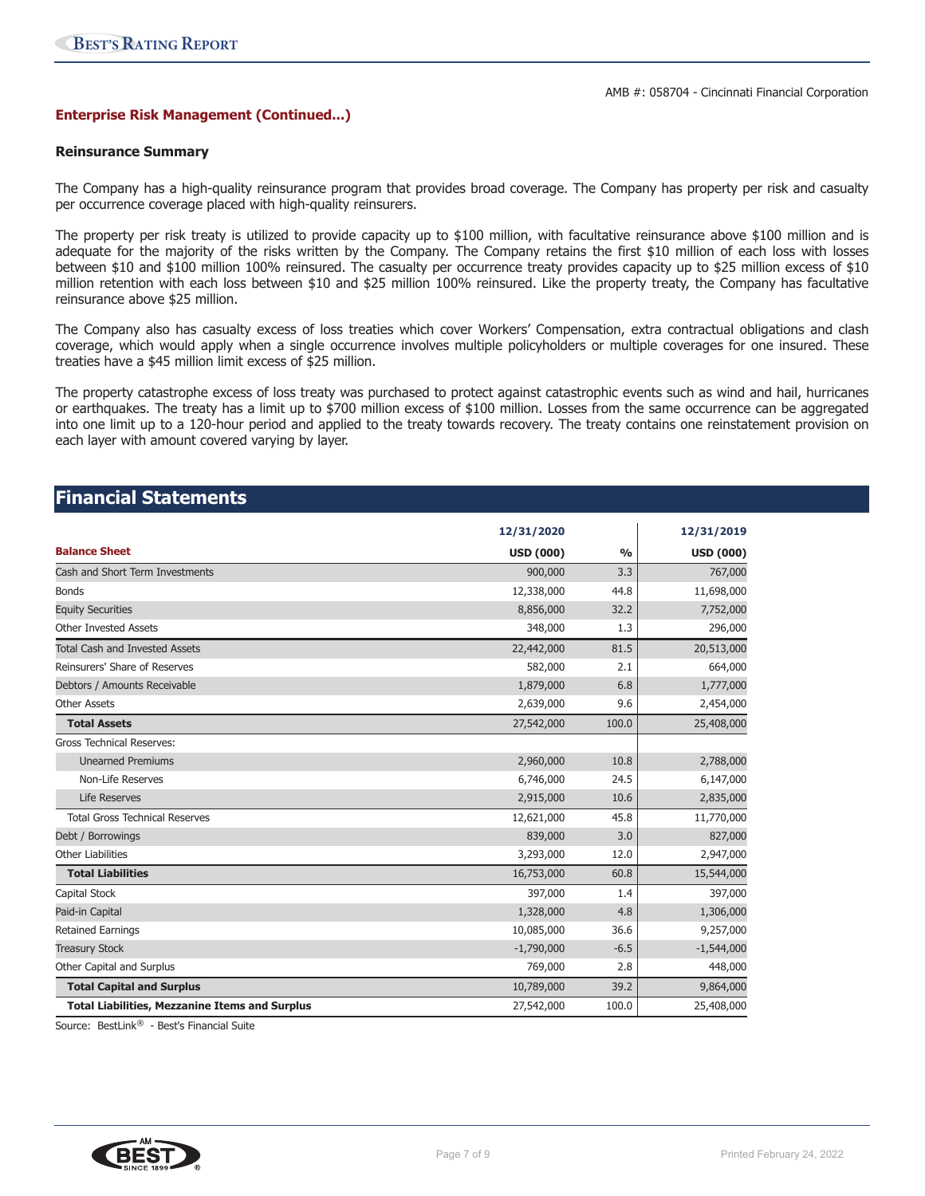AMB #: 058704 - Cincinnati Financial Corporation

### Enterprise Risk Management (Continued...)

#### Reinsurance Summary

The Company has a high-quality reinsurance program that provides broad coverage. The Company has property per risk and casualty per occurrence coverage placed with high-quality reinsurers.

The property per risk treaty is utilized to provide capacity up to $100 million, with facultative reinsurance above $100 million and is adequate for the majority of the risks written by the Company. The Company retains the first $10 million of each loss with losses between $10 and $100 million 100% reinsured. The casualty per occurrence treaty provides capacity up to $25 million excess of $10 million retention with each loss between $10 and $25 million 100% reinsured. Like the property treaty, the Company has facultative reinsurance above $25 million.

The Company also has casualty excess of loss treaties which cover Workers' Compensation, extra contractual obligations and clash coverage, which would apply when a single occurrence involves multiple policyholders or multiple coverages for one insured. These treaties have a $45 million limit excess of $25 million.

The property catastrophe excess of loss treaty was purchased to protect against catastrophic events such as wind and hail, hurricanes or earthquakes. The treaty has a limit up to $700 million excess of $100 million. Losses from the same occurrence can be aggregated into one limit up to a 120-hour period and applied to the treaty towards recovery. The treaty contains one reinstatement provision on each layer with amount covered varying by layer.

## Financial Statements

| | 12/31/2020 | | 12/31/2019 |
|---|---|---|---|
| **Balance Sheet** | **USD (000)** | **%** | **USD (000)** |
| Cash and Short Term Investments | 900,000 | 3.3 | 767,000 |
| Bonds | 12,338,000 | 44.8 | 11,698,000 |
| Equity Securities | 8,856,000 | 32.2 | 7,752,000 |
| Other Invested Assets | 348,000 | 1.3 | 296,000 |
| Total Cash and Invested Assets | 22,442,000 | 81.5 | 20,513,000 |
| Reinsurers' Share of Reserves | 582,000 | 2.1 | 664,000 |
| Debtors / Amounts Receivable | 1,879,000 | 6.8 | 1,777,000 |
| Other Assets | 2,639,000 | 9.6 | 2,454,000 |
| **Total Assets** | 27,542,000 | 100.0 | 25,408,000 |
| Gross Technical Reserves: | | | |
| Unearned Premiums | 2,960,000 | 10.8 | 2,788,000 |
| Non-Life Reserves | 6,746,000 | 24.5 | 6,147,000 |
| Life Reserves | 2,915,000 | 10.6 | 2,835,000 |
| Total Gross Technical Reserves | 12,621,000 | 45.8 | 11,770,000 |
| Debt / Borrowings | 839,000 | 3.0 | 827,000 |
| Other Liabilities | 3,293,000 | 12.0 | 2,947,000 |
| **Total Liabilities** | 16,753,000 | 60.8 | 15,544,000 |
| Capital Stock | 397,000 | 1.4 | 397,000 |
| Paid-in Capital | 1,328,000 | 4.8 | 1,306,000 |
| Retained Earnings | 10,085,000 | 36.6 | 9,257,000 |
| Treasury Stock | -1,790,000 | -6.5 | -1,544,000 |
| Other Capital and Surplus | 769,000 | 2.8 | 448,000 |
| **Total Capital and Surplus** | 10,789,000 | 39.2 | 9,864,000 |
| **Total Liabilities, Mezzanine Items and Surplus** | 27,542,000 | 100.0 | 25,408,000 |

Source: BestLink® - Best's Financial Suite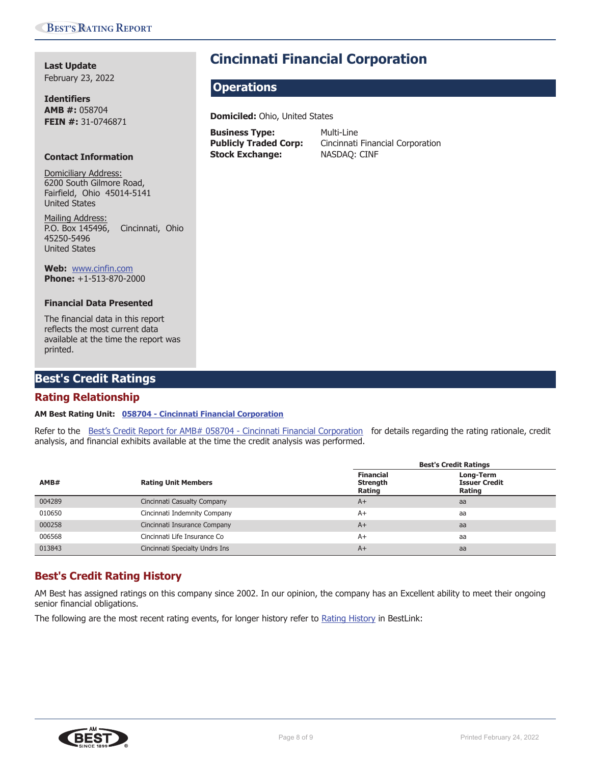**Last Update**
February 23, 2022

**Identifiers**
**AMB #:** 058704
**FEIN #:** 31-0746871

**Contact Information**

Domiciliary Address:
6200 South Gilmore Road,
Fairfield, Ohio 45014-5141
United States

Mailing Address:
P.O. Box 145496, Cincinnati, Ohio
45250-5496
United States

**Web:** www.cinfin.com
**Phone:** +1-513-870-2000

**Financial Data Presented**

The financial data in this report reflects the most current data available at the time the report was printed.

# Cincinnati Financial Corporation

## Operations

**Domiciled:** Ohio, United States

**Business Type:** Multi-Line
**Publicly Traded Corp:** Cincinnati Financial Corporation
**Stock Exchange:** NASDAQ: CINF

## Best's Credit Ratings

### Rating Relationship

**AM Best Rating Unit:** **058704 - Cincinnati Financial Corporation**

Refer to the Best's Credit Report for AMB# 058704 - Cincinnati Financial Corporation for details regarding the rating rationale, credit analysis, and financial exhibits available at the time the credit analysis was performed.

| | | Best's Credit Ratings | |
|---|---|---|---|
| **AMB#** | **Rating Unit Members** | **Financial Strength Rating** | **Long-Term Issuer Credit Rating** |
| 004289 | Cincinnati Casualty Company | A+ | aa |
| 010650 | Cincinnati Indemnity Company | A+ | aa |
| 000258 | Cincinnati Insurance Company | A+ | aa |
| 006568 | Cincinnati Life Insurance Co | A+ | aa |
| 013843 | Cincinnati Specialty Undrs Ins | A+ | aa |

### Best's Credit Rating History

AM Best has assigned ratings on this company since 2002. In our opinion, the company has an Excellent ability to meet their ongoing senior financial obligations.

The following are the most recent rating events, for longer history refer to Rating History in BestLink: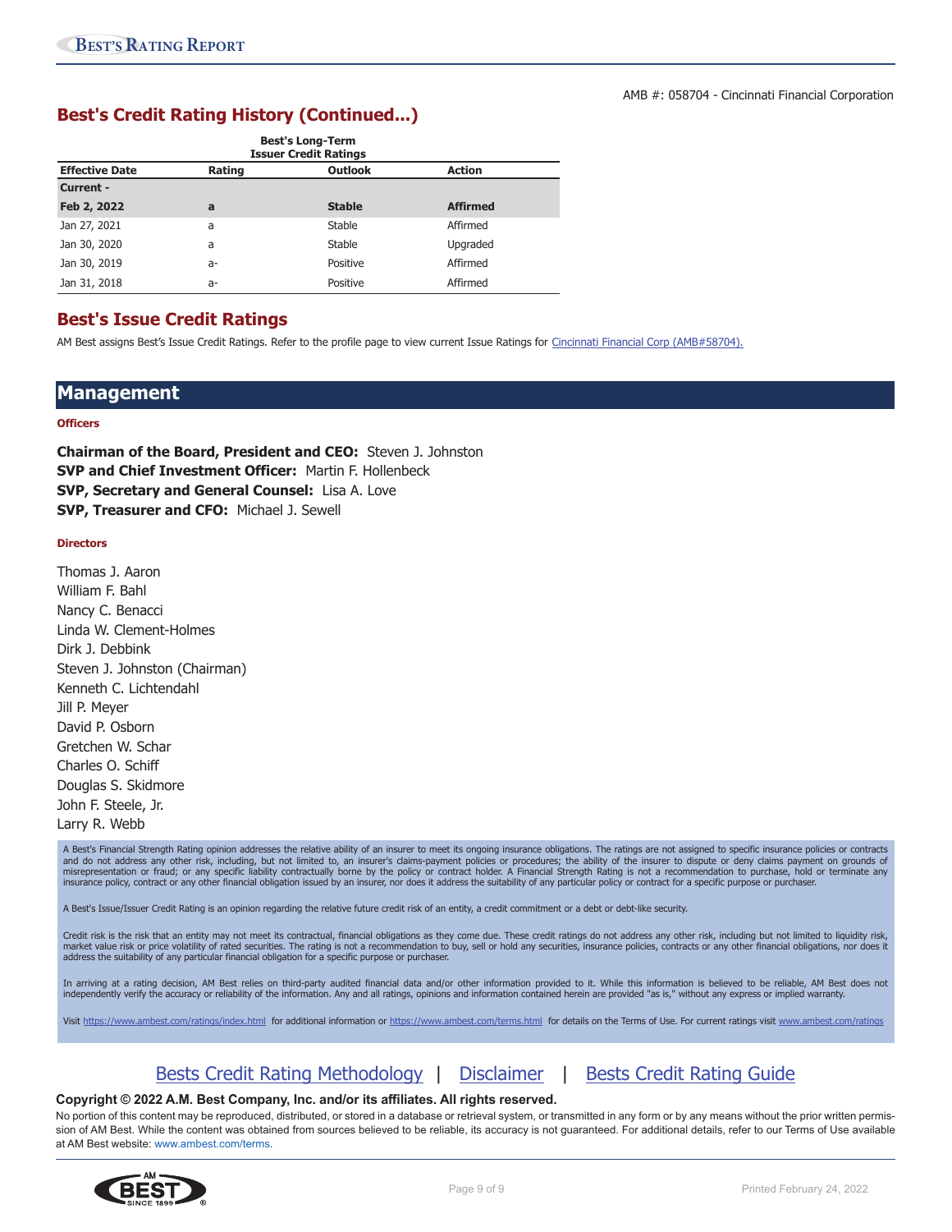AMB #: 058704 - Cincinnati Financial Corporation

## Best's Credit Rating History (Continued...)

| Best's Long-Term Issuer Credit Ratings | | | |
|---|---|---|---|
| **Effective Date** | **Rating** | **Outlook** | **Action** |
| **Current -** | | | |
| **Feb 2, 2022** | **a** | **Stable** | **Affirmed** |
| Jan 27, 2021 | a | Stable | Affirmed |
| Jan 30, 2020 | a | Stable | Upgraded |
| Jan 30, 2019 | a- | Positive | Affirmed |
| Jan 31, 2018 | a- | Positive | Affirmed |

## Best's Issue Credit Ratings

AM Best assigns Best's Issue Credit Ratings. Refer to the profile page to view current Issue Ratings for Cincinnati Financial Corp (AMB#58704).

## Management

### Officers

**Chairman of the Board, President and CEO:** Steven J. Johnston
**SVP and Chief Investment Officer:** Martin F. Hollenbeck
**SVP, Secretary and General Counsel:** Lisa A. Love
**SVP, Treasurer and CFO:** Michael J. Sewell

### Directors

Thomas J. Aaron
William F. Bahl
Nancy C. Benacci
Linda W. Clement-Holmes
Dirk J. Debbink
Steven J. Johnston (Chairman)
Kenneth C. Lichtendahl
Jill P. Meyer
David P. Osborn
Gretchen W. Schar
Charles O. Schiff
Douglas S. Skidmore
John F. Steele, Jr.
Larry R. Webb

A Best's Financial Strength Rating opinion addresses the relative ability of an insurer to meet its ongoing insurance obligations. The ratings are not assigned to specific insurance policies or contracts and do not address any other risk, including, but not limited to, an insurer's claims-payment policies or procedures; the ability of the insurer to dispute or deny claims payment on grounds of misrepresentation or fraud; or any specific liability contractually borne by the policy or contract holder. A Financial Strength Rating is not a recommendation to purchase, hold or terminate any insurance policy, contract or any other financial obligation issued by an insurer, nor does it address the suitability of any particular policy or contract for a specific purpose or purchaser.

A Best's Issue/Issuer Credit Rating is an opinion regarding the relative future credit risk of an entity, a credit commitment or a debt or debt-like security.

Credit risk is the risk that an entity may not meet its contractual, financial obligations as they come due. These credit ratings do not address any other risk, including but not limited to liquidity risk, market value risk or price volatility of rated securities. The rating is not a recommendation to buy, sell or hold any securities, insurance policies, contracts or any other financial obligations, nor does it address the suitability of any particular financial obligation for a specific purpose or purchaser.

In arriving at a rating decision, AM Best relies on third-party audited financial data and/or other information provided to it. While this information is believed to be reliable, AM Best does not independently verify the accuracy or reliability of the information. Any and all ratings, opinions and information contained herein are provided "as is," without any express or implied warranty.

Visit https://www.ambest.com/ratings/index.html for additional information or https://www.ambest.com/terms.html for details on the Terms of Use. For current ratings visit www.ambest.com/ratings

Bests Credit Rating Methodology | Disclaimer | Bests Credit Rating Guide

**Copyright © 2022 A.M. Best Company, Inc. and/or its affiliates. All rights reserved.**

No portion of this content may be reproduced, distributed, or stored in a database or retrieval system, or transmitted in any form or by any means without the prior written permission of AM Best. While the content was obtained from sources believed to be reliable, its accuracy is not guaranteed. For additional details, refer to our Terms of Use available at AM Best website: www.ambest.com/terms.

Printed February 24, 2022